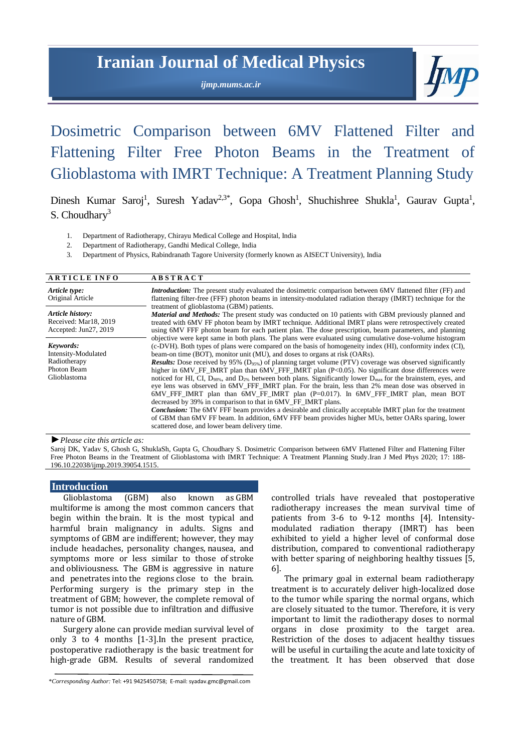# Iranian Journal of Medical Physics

*ijmp.mums.ac.ir*

# Dosimetric Comparison between 6MV Flattened Filter and Flattening Filter Free Photon Beams in the Treatment of Glioblastoma with IMRT Technique: A Treatment Planning Study

Dinesh Kumar Saroj[1], Suresh Yadav[2,3*], Gopa Ghosh[1], Shuchishree Shukla[1], Gaurav Gupta[1], S. Choudhary[3]

1. Department of Radiotherapy, Chirayu Medical College and Hospital, India
2. Department of Radiotherapy, Gandhi Medical College, India
3. Department of Physics, Rabindranath Tagore University (formerly known as AISECT University), India

**ARTICLE INFO**

*Article type:*
Original Article

*Article history:*
Received: Mar18, 2019
Accepted: Jun27, 2019

*Keywords:*
Intensity-Modulated Radiotherapy
Photon Beam
Glioblastoma

**ABSTRACT**

***Introduction:*** The present study evaluated the dosimetric comparison between 6MV flattened filter (FF) and flattening filter-free (FFF) photon beams in intensity-modulated radiation therapy (IMRT) technique for the treatment of glioblastoma (GBM) patients.

***Material and Methods:*** The present study was conducted on 10 patients with GBM previously planned and treated with 6MV FF photon beam by IMRT technique. Additional IMRT plans were retrospectively created using 6MV FFF photon beam for each patient plan. The dose prescription, beam parameters, and planning objective were kept same in both plans. The plans were evaluated using cumulative dose-volume histogram (c-DVH). Both types of plans were compared on the basis of homogeneity index (HI), conformity index (CI), beam-on time (BOT), monitor unit (MU), and doses to organs at risk (OARs).

***Results:*** Dose received by 95% ($D_{95\%}$) of planning target volume (PTV) coverage was observed significantly higher in 6MV_FF_IMRT plan than 6MV_FFF_IMRT plan ($P<0.05$). No significant dose differences were noticed for HI, CI, $D_{98\%}$, and $D_{2\%}$ between both plans. Significantly lower $D_{max}$ for the brainstem, eyes, and eye lens was observed in 6MV_FFF_IMRT plan. For the brain, less than 2% mean dose was observed in 6MV_FFF_IMRT plan than 6MV_FF_IMRT plan ($P=0.017$). In 6MV_FFF_IMRT plan, mean BOT decreased by 39% in comparison to that in 6MV_FF_IMRT plans.

***Conclusion:*** The 6MV FFF beam provides a desirable and clinically acceptable IMRT plan for the treatment of GBM than 6MV FF beam. In addition, 6MV FFF beam provides higher MUs, better OARs sparing, lower scattered dose, and lower beam delivery time.

► *Please cite this article as:*

Saroj DK, Yadav S, Ghosh G, ShuklaSh, Gupta G, Choudhary S. Dosimetric Comparison between 6MV Flattened Filter and Flattening Filter Free Photon Beams in the Treatment of Glioblastoma with IMRT Technique: A Treatment Planning Study.Iran J Med Phys 2020; 17: 188-196.10.22038/ijmp.2019.39054.1515.

## Introduction

Glioblastoma (GBM) also known as GBM multiforme is among the most common cancers that begin within the brain. It is the most typical and harmful brain malignancy in adults. Signs and symptoms of GBM are indifferent; however, they may include headaches, personality changes, nausea, and symptoms more or less similar to those of stroke and obliviousness. The GBM is aggressive in nature and penetrates into the regions close to the brain. Performing surgery is the primary step in the treatment of GBM; however, the complete removal of tumor is not possible due to infiltration and diffusive nature of GBM.

Surgery alone can provide median survival level of only 3 to 4 months [1-3].In the present practice, postoperative radiotherapy is the basic treatment for high-grade GBM. Results of several randomized controlled trials have revealed that postoperative radiotherapy increases the mean survival time of patients from 3-6 to 9-12 months [4]. Intensity-modulated radiation therapy (IMRT) has been exhibited to yield a higher level of conformal dose distribution, compared to conventional radiotherapy with better sparing of neighboring healthy tissues [5, 6].

The primary goal in external beam radiotherapy treatment is to accurately deliver high-localized dose to the tumor while sparing the normal organs, which are closely situated to the tumor. Therefore, it is very important to limit the radiotherapy doses to normal organs in close proximity to the target area. Restriction of the doses to adjacent healthy tissues will be useful in curtailing the acute and late toxicity of the treatment. It has been observed that dose

*Corresponding Author: Tel: +91 9425450758; E-mail: syadav.gmc@gmail.com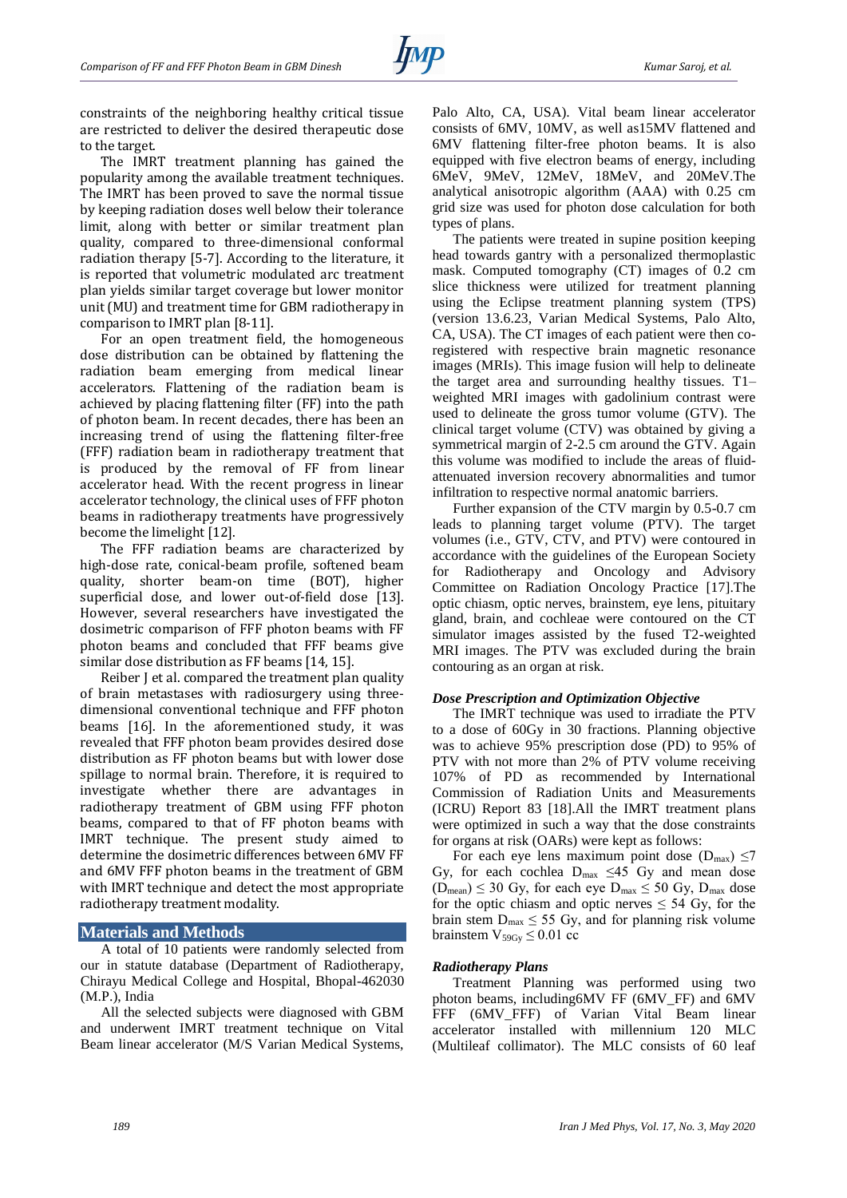constraints of the neighboring healthy critical tissue are restricted to deliver the desired therapeutic dose to the target.

The IMRT treatment planning has gained the popularity among the available treatment techniques. The IMRT has been proved to save the normal tissue by keeping radiation doses well below their tolerance limit, along with better or similar treatment plan quality, compared to three-dimensional conformal radiation therapy [5-7]. According to the literature, it is reported that volumetric modulated arc treatment plan yields similar target coverage but lower monitor unit (MU) and treatment time for GBM radiotherapy in comparison to IMRT plan [8-11].

For an open treatment field, the homogeneous dose distribution can be obtained by flattening the radiation beam emerging from medical linear accelerators. Flattening of the radiation beam is achieved by placing flattening filter (FF) into the path of photon beam. In recent decades, there has been an increasing trend of using the flattening filter-free (FFF) radiation beam in radiotherapy treatment that is produced by the removal of FF from linear accelerator head. With the recent progress in linear accelerator technology, the clinical uses of FFF photon beams in radiotherapy treatments have progressively become the limelight [12].

The FFF radiation beams are characterized by high-dose rate, conical-beam profile, softened beam quality, shorter beam-on time (BOT), higher superficial dose, and lower out-of-field dose [13]. However, several researchers have investigated the dosimetric comparison of FFF photon beams with FF photon beams and concluded that FFF beams give similar dose distribution as FF beams [14, 15].

Reiber J et al. compared the treatment plan quality of brain metastases with radiosurgery using three-dimensional conventional technique and FFF photon beams [16]. In the aforementioned study, it was revealed that FFF photon beams provides desired dose distribution as FF photon beams but with lower dose spillage to normal brain. Therefore, it is required to investigate whether there are advantages in radiotherapy treatment of GBM using FFF photon beams, compared to that of FF photon beams with IMRT technique. The present study aimed to determine the dosimetric differences between 6MV FF and 6MV FFF photon beams in the treatment of GBM with IMRT technique and detect the most appropriate radiotherapy treatment modality.

## Materials and Methods

A total of 10 patients were randomly selected from our in statute database (Department of Radiotherapy, Chirayu Medical College and Hospital, Bhopal-462030 (M.P.), India

All the selected subjects were diagnosed with GBM and underwent IMRT treatment technique on Vital Beam linear accelerator (M/S Varian Medical Systems, Palo Alto, CA, USA). Vital beam linear accelerator consists of 6MV, 10MV, as well as15MV flattened and 6MV flattening filter-free photon beams. It is also equipped with five electron beams of energy, including 6MeV, 9MeV, 12MeV, 18MeV, and 20MeV.The analytical anisotropic algorithm (AAA) with 0.25 cm grid size was used for photon dose calculation for both types of plans.

The patients were treated in supine position keeping head towards gantry with a personalized thermoplastic mask. Computed tomography (CT) images of 0.2 cm slice thickness were utilized for treatment planning using the Eclipse treatment planning system (TPS) (version 13.6.23, Varian Medical Systems, Palo Alto, CA, USA). The CT images of each patient were then co-registered with respective brain magnetic resonance images (MRIs). This image fusion will help to delineate the target area and surrounding healthy tissues. T1–weighted MRI images with gadolinium contrast were used to delineate the gross tumor volume (GTV). The clinical target volume (CTV) was obtained by giving a symmetrical margin of 2-2.5 cm around the GTV. Again this volume was modified to include the areas of fluid-attenuated inversion recovery abnormalities and tumor infiltration to respective normal anatomic barriers.

Further expansion of the CTV margin by 0.5-0.7 cm leads to planning target volume (PTV). The target volumes (i.e., GTV, CTV, and PTV) were contoured in accordance with the guidelines of the European Society for Radiotherapy and Oncology and Advisory Committee on Radiation Oncology Practice [17].The optic chiasm, optic nerves, brainstem, eye lens, pituitary gland, brain, and cochleae were contoured on the CT simulator images assisted by the fused T2-weighted MRI images. The PTV was excluded during the brain contouring as an organ at risk.

### *Dose Prescription and Optimization Objective*

The IMRT technique was used to irradiate the PTV to a dose of 60Gy in 30 fractions. Planning objective was to achieve 95% prescription dose (PD) to 95% of PTV with not more than 2% of PTV volume receiving 107% of PD as recommended by International Commission of Radiation Units and Measurements (ICRU) Report 83 [18].All the IMRT treatment plans were optimized in such a way that the dose constraints for organs at risk (OARs) were kept as follows:

For each eye lens maximum point dose ($D_{max}$) ≤7 Gy, for each cochlea $D_{max}$ ≤45 Gy and mean dose ($D_{mean}$) ≤ 30 Gy, for each eye $D_{max}$ ≤ 50 Gy, $D_{max}$ dose for the optic chiasm and optic nerves ≤ 54 Gy, for the brain stem $D_{max}$ ≤ 55 Gy, and for planning risk volume brainstem $V_{59Gy}$ ≤ 0.01 cc

### *Radiotherapy Plans*

Treatment Planning was performed using two photon beams, including6MV FF (6MV_FF) and 6MV FFF (6MV_FFF) of Varian Vital Beam linear accelerator installed with millennium 120 MLC (Multileaf collimator). The MLC consists of 60 leaf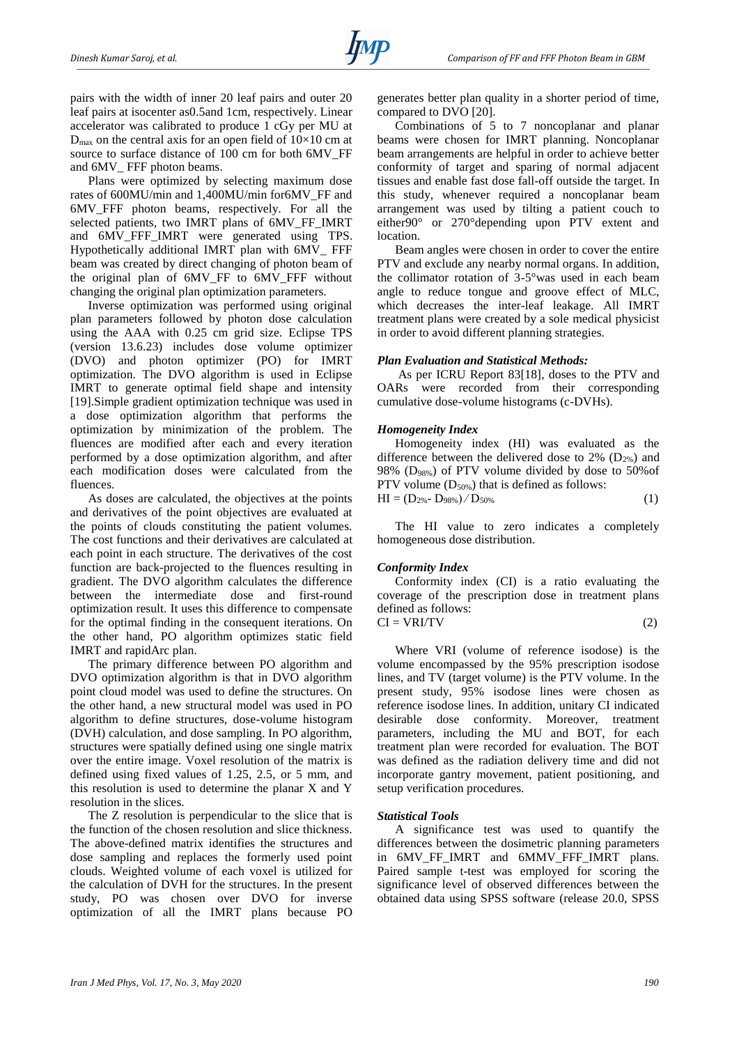pairs with the width of inner 20 leaf pairs and outer 20 leaf pairs at isocenter as0.5and 1cm, respectively. Linear accelerator was calibrated to produce 1 cGy per MU at $D_{max}$ on the central axis for an open field of 10×10 cm at source to surface distance of 100 cm for both 6MV_FF and 6MV_ FFF photon beams.

Plans were optimized by selecting maximum dose rates of 600MU/min and 1,400MU/min for6MV_FF and 6MV_FFF photon beams, respectively. For all the selected patients, two IMRT plans of 6MV_FF_IMRT and 6MV_FFF_IMRT were generated using TPS. Hypothetically additional IMRT plan with 6MV_ FFF beam was created by direct changing of photon beam of the original plan of 6MV_FF to 6MV_FFF without changing the original plan optimization parameters.

Inverse optimization was performed using original plan parameters followed by photon dose calculation using the AAA with 0.25 cm grid size. Eclipse TPS (version 13.6.23) includes dose volume optimizer (DVO) and photon optimizer (PO) for IMRT optimization. The DVO algorithm is used in Eclipse IMRT to generate optimal field shape and intensity [19].Simple gradient optimization technique was used in a dose optimization algorithm that performs the optimization by minimization of the problem. The fluences are modified after each and every iteration performed by a dose optimization algorithm, and after each modification doses were calculated from the fluences.

As doses are calculated, the objectives at the points and derivatives of the point objectives are evaluated at the points of clouds constituting the patient volumes. The cost functions and their derivatives are calculated at each point in each structure. The derivatives of the cost function are back-projected to the fluences resulting in gradient. The DVO algorithm calculates the difference between the intermediate dose and first-round optimization result. It uses this difference to compensate for the optimal finding in the consequent iterations. On the other hand, PO algorithm optimizes static field IMRT and rapidArc plan.

The primary difference between PO algorithm and DVO optimization algorithm is that in DVO algorithm point cloud model was used to define the structures. On the other hand, a new structural model was used in PO algorithm to define structures, dose-volume histogram (DVH) calculation, and dose sampling. In PO algorithm, structures were spatially defined using one single matrix over the entire image. Voxel resolution of the matrix is defined using fixed values of 1.25, 2.5, or 5 mm, and this resolution is used to determine the planar X and Y resolution in the slices.

The Z resolution is perpendicular to the slice that is the function of the chosen resolution and slice thickness. The above-defined matrix identifies the structures and dose sampling and replaces the formerly used point clouds. Weighted volume of each voxel is utilized for the calculation of DVH for the structures. In the present study, PO was chosen over DVO for inverse optimization of all the IMRT plans because PO generates better plan quality in a shorter period of time, compared to DVO [20].

Combinations of 5 to 7 noncoplanar and planar beams were chosen for IMRT planning. Noncoplanar beam arrangements are helpful in order to achieve better conformity of target and sparing of normal adjacent tissues and enable fast dose fall-off outside the target. In this study, whenever required a noncoplanar beam arrangement was used by tilting a patient couch to either90° or 270°depending upon PTV extent and location.

Beam angles were chosen in order to cover the entire PTV and exclude any nearby normal organs. In addition, the collimator rotation of 3-5°was used in each beam angle to reduce tongue and groove effect of MLC, which decreases the inter-leaf leakage. All IMRT treatment plans were created by a sole medical physicist in order to avoid different planning strategies.

### *Plan Evaluation and Statistical Methods:*

As per ICRU Report 83[18], doses to the PTV and OARs were recorded from their corresponding cumulative dose-volume histograms (c-DVHs).

### *Homogeneity Index*

Homogeneity index (HI) was evaluated as the difference between the delivered dose to 2% ($D_{2\%}$) and 98% ($D_{98\%}$) of PTV volume divided by dose to 50%of PTV volume ($D_{50\%}$) that is defined as follows:

$$HI = (D_{2\%} - D_{98\%}) / D_{50\%} \quad (1)$$

The HI value to zero indicates a completely homogeneous dose distribution.

### *Conformity Index*

Conformity index (CI) is a ratio evaluating the coverage of the prescription dose in treatment plans defined as follows:

$$CI = VRI/TV \quad (2)$$

Where VRI (volume of reference isodose) is the volume encompassed by the 95% prescription isodose lines, and TV (target volume) is the PTV volume. In the present study, 95% isodose lines were chosen as reference isodose lines. In addition, unitary CI indicated desirable dose conformity. Moreover, treatment parameters, including the MU and BOT, for each treatment plan were recorded for evaluation. The BOT was defined as the radiation delivery time and did not incorporate gantry movement, patient positioning, and setup verification procedures.

### *Statistical Tools*

A significance test was used to quantify the differences between the dosimetric planning parameters in 6MV_FF_IMRT and 6MMV_FFF_IMRT plans. Paired sample t-test was employed for scoring the significance level of observed differences between the obtained data using SPSS software (release 20.0, SPSS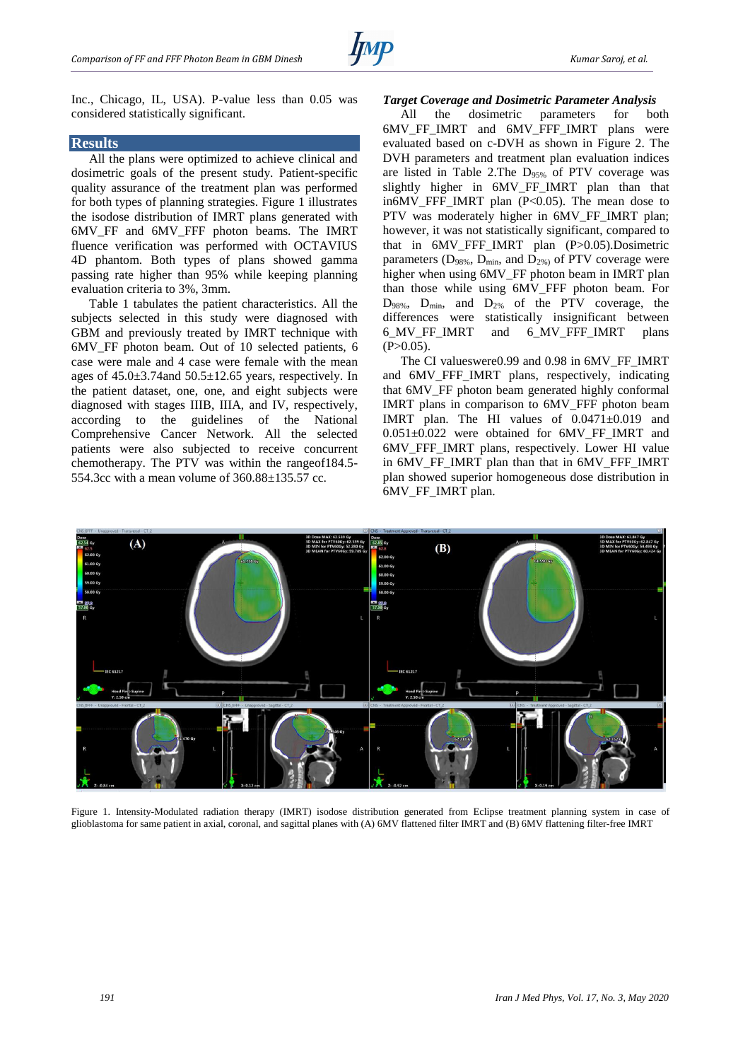Inc., Chicago, IL, USA). P-value less than 0.05 was considered statistically significant.

## Results

All the plans were optimized to achieve clinical and dosimetric goals of the present study. Patient-specific quality assurance of the treatment plan was performed for both types of planning strategies. Figure 1 illustrates the isodose distribution of IMRT plans generated with 6MV_FF and 6MV_FFF photon beams. The IMRT fluence verification was performed with OCTAVIUS 4D phantom. Both types of plans showed gamma passing rate higher than 95% while keeping planning evaluation criteria to 3%, 3mm.

Table 1 tabulates the patient characteristics. All the subjects selected in this study were diagnosed with GBM and previously treated by IMRT technique with 6MV_FF photon beam. Out of 10 selected patients, 6 case were male and 4 case were female with the mean ages of 45.0±3.74and 50.5±12.65 years, respectively. In the patient dataset, one, one, and eight subjects were diagnosed with stages IIIB, IIIA, and IV, respectively, according to the guidelines of the National Comprehensive Cancer Network. All the selected patients were also subjected to receive concurrent chemotherapy. The PTV was within the rangeof184.5-554.3cc with a mean volume of 360.88±135.57 cc.

### *Target Coverage and Dosimetric Parameter Analysis*

All the dosimetric parameters for both 6MV_FF_IMRT and 6MV_FFF_IMRT plans were evaluated based on c-DVH as shown in Figure 2. The DVH parameters and treatment plan evaluation indices are listed in Table 2.The $D_{95\%}$ of PTV coverage was slightly higher in 6MV_FF_IMRT plan than that in6MV_FFF_IMRT plan (P<0.05). The mean dose to PTV was moderately higher in 6MV_FF_IMRT plan; however, it was not statistically significant, compared to that in 6MV_FFF_IMRT plan (P>0.05).Dosimetric parameters ($D_{98\%}$, $D_{min}$, and $D_{2\%}$) of PTV coverage were higher when using 6MV_FF photon beam in IMRT plan than those while using 6MV_FFF photon beam. For $D_{98\%}$, $D_{min}$, and $D_{2\%}$ of the PTV coverage, the differences were statistically insignificant between 6_MV_FF_IMRT and 6_MV_FFF_IMRT plans (P>0.05).

The CI valueswere0.99 and 0.98 in 6MV_FF_IMRT and 6MV_FFF_IMRT plans, respectively, indicating that 6MV_FF photon beam generated highly conformal IMRT plans in comparison to 6MV_FFF photon beam IMRT plan. The HI values of 0.0471±0.019 and 0.051±0.022 were obtained for 6MV_FF_IMRT and 6MV_FFF_IMRT plans, respectively. Lower HI value in 6MV_FF_IMRT plan than that in 6MV_FFF_IMRT plan showed superior homogeneous dose distribution in 6MV_FF_IMRT plan.

Figure 1. Intensity-Modulated radiation therapy (IMRT) isodose distribution generated from Eclipse treatment planning system in case of glioblastoma for same patient in axial, coronal, and sagittal planes with (A) 6MV flattened filter IMRT and (B) 6MV flattening filter-free IMRT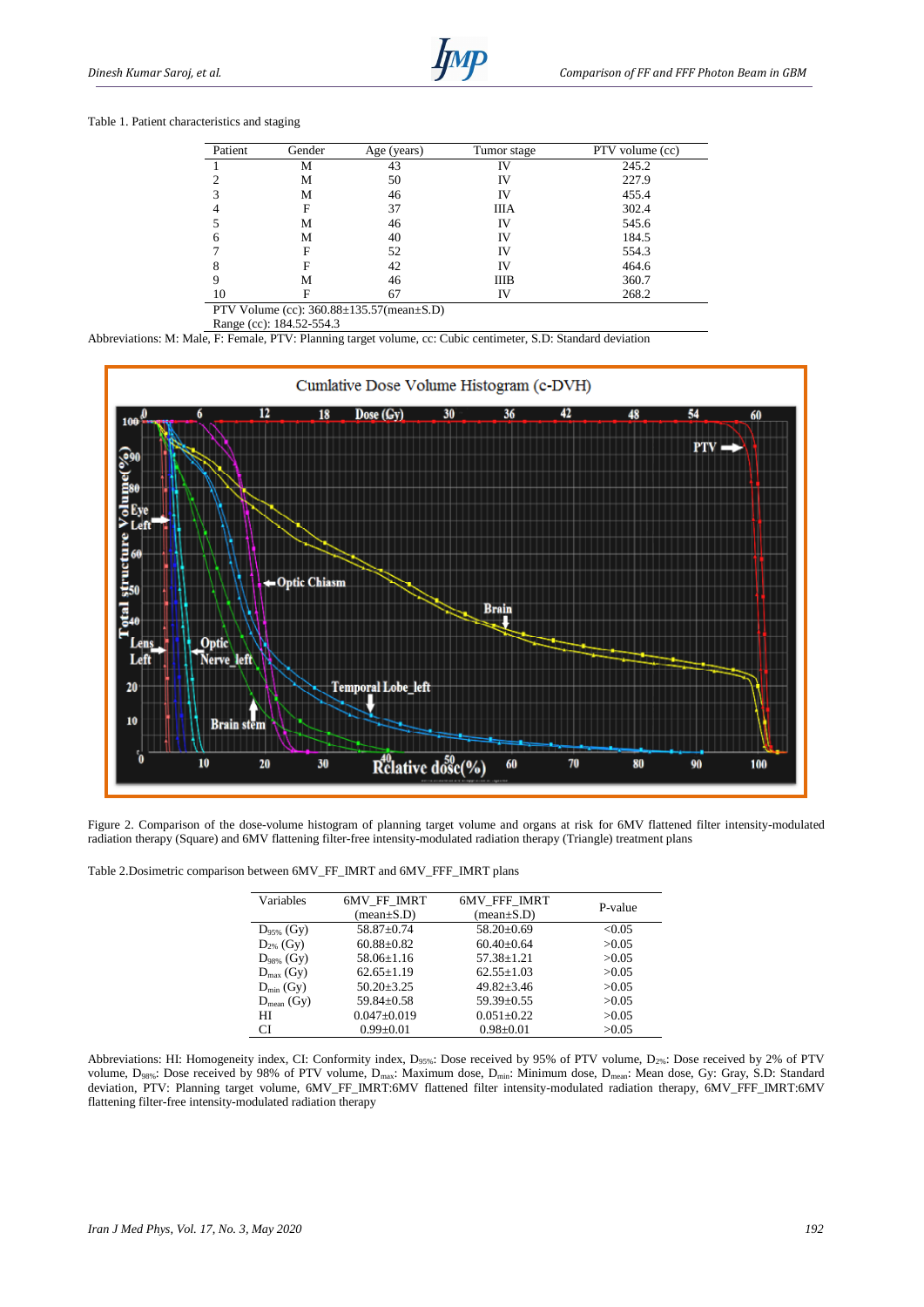Table 1. Patient characteristics and staging

| Patient | Gender | Age (years) | Tumor stage | PTV volume (cc) |
|---|---|---|---|---|
| 1 | M | 43 | IV | 245.2 |
| 2 | M | 50 | IV | 227.9 |
| 3 | M | 46 | IV | 455.4 |
| 4 | F | 37 | IIIA | 302.4 |
| 5 | M | 46 | IV | 545.6 |
| 6 | M | 40 | IV | 184.5 |
| 7 | F | 52 | IV | 554.3 |
| 8 | F | 42 | IV | 464.6 |
| 9 | M | 46 | IIIB | 360.7 |
| 10 | F | 67 | IV | 268.2 |

PTV Volume (cc): 360.88±135.57(mean±S.D)
Range (cc): 184.52-554.3

Abbreviations: M: Male, F: Female, PTV: Planning target volume, cc: Cubic centimeter, S.D: Standard deviation

Figure 2. Comparison of the dose-volume histogram of planning target volume and organs at risk for 6MV flattened filter intensity-modulated radiation therapy (Square) and 6MV flattening filter-free intensity-modulated radiation therapy (Triangle) treatment plans

Table 2.Dosimetric comparison between 6MV_FF_IMRT and 6MV_FFF_IMRT plans

| Variables | 6MV_FF_IMRT (mean±S.D) | 6MV_FFF_IMRT (mean±S.D) | P-value |
|---|---|---|---|
| $D_{95\%}$ (Gy) | 58.87±0.74 | 58.20±0.69 | <0.05 |
| $D_{2\%}$ (Gy) | 60.88±0.82 | 60.40±0.64 | >0.05 |
| $D_{98\%}$ (Gy) | 58.06±1.16 | 57.38±1.21 | >0.05 |
| $D_{max}$ (Gy) | 62.65±1.19 | 62.55±1.03 | >0.05 |
| $D_{min}$ (Gy) | 50.20±3.25 | 49.82±3.46 | >0.05 |
| $D_{mean}$ (Gy) | 59.84±0.58 | 59.39±0.55 | >0.05 |
| HI | 0.047±0.019 | 0.051±0.22 | >0.05 |
| CI | 0.99±0.01 | 0.98±0.01 | >0.05 |

Abbreviations: HI: Homogeneity index, CI: Conformity index, $D_{95\%}$: Dose received by 95% of PTV volume, $D_{2\%}$: Dose received by 2% of PTV volume, $D_{98\%}$: Dose received by 98% of PTV volume, $D_{max}$: Maximum dose, $D_{min}$: Minimum dose, $D_{mean}$: Mean dose, Gy: Gray, S.D: Standard deviation, PTV: Planning target volume, 6MV_FF_IMRT:6MV flattened filter intensity-modulated radiation therapy, 6MV_FFF_IMRT:6MV flattening filter-free intensity-modulated radiation therapy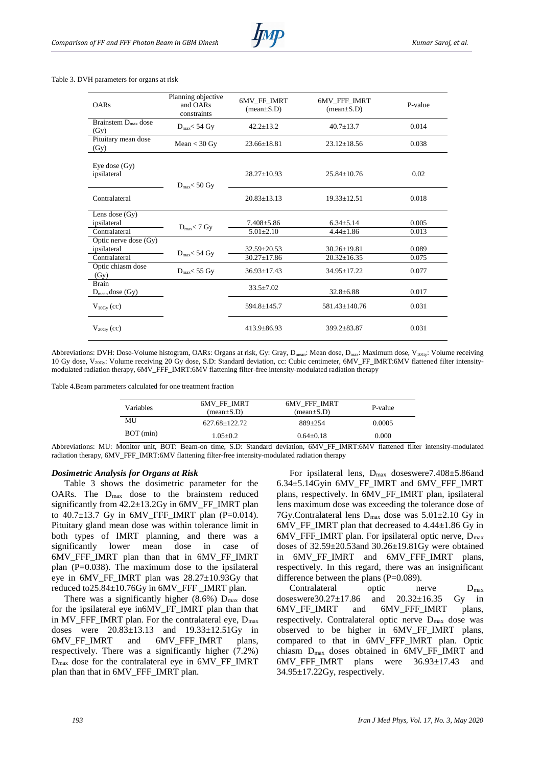Table 3. DVH parameters for organs at risk

| OARs | Planning objective and OARs constraints | 6MV_FF_IMRT (mean±S.D) | 6MV_FFF_IMRT (mean±S.D) | P-value |
|---|---|---|---|---|
| Brainstem $D_{max}$ dose (Gy) | $D_{max}$ < 54 Gy | 42.2±13.2 | 40.7±13.7 | 0.014 |
| Pituitary mean dose (Gy) | Mean < 30 Gy | 23.66±18.81 | 23.12±18.56 | 0.038 |
| Eye dose (Gy) ipsilateral | $D_{max}$ < 50 Gy | 28.27±10.93 | 25.84±10.76 | 0.02 |
| Contralateral | | 20.83±13.13 | 19.33±12.51 | 0.018 |
| Lens dose (Gy) ipsilateral | $D_{max}$ < 7 Gy | 7.408±5.86 | 6.34±5.14 | 0.005 |
| Contralateral | | 5.01±2.10 | 4.44±1.86 | 0.013 |
| Optic nerve dose (Gy) ipsilateral | $D_{max}$ < 54 Gy | 32.59±20.53 | 30.26±19.81 | 0.089 |
| Contralateral | | 30.27±17.86 | 20.32±16.35 | 0.075 |
| Optic chiasm dose (Gy) | $D_{max}$ < 55 Gy | 36.93±17.43 | 34.95±17.22 | 0.077 |
| Brain $D_{mean}$ dose (Gy) | | 33.5±7.02 | 32.8±6.88 | 0.017 |
| $V_{10Gy}$ (cc) | | 594.8±145.7 | 581.43±140.76 | 0.031 |
| $V_{20Gy}$ (cc) | | 413.9±86.93 | 399.2±83.87 | 0.031 |

Abbreviations: DVH: Dose-Volume histogram, OARs: Organs at risk, Gy: Gray, $D_{mean}$: Mean dose, $D_{max}$: Maximum dose, $V_{10Gy}$: Volume receiving 10 Gy dose, $V_{20Gy}$: Volume receiving 20 Gy dose, S.D: Standard deviation, cc: Cubic centimeter, 6MV_FF_IMRT:6MV flattened filter intensity-modulated radiation therapy, 6MV_FFF_IMRT:6MV flattening filter-free intensity-modulated radiation therapy

Table 4.Beam parameters calculated for one treatment fraction

| Variables | 6MV_FF_IMRT (mean±S.D) | 6MV_FFF_IMRT (mean±S.D) | P-value |
|---|---|---|---|
| MU | 627.68±122.72 | 889±254 | 0.0005 |
| BOT (min) | 1.05±0.2 | 0.64±0.18 | 0.000 |

Abbreviations: MU: Monitor unit, BOT: Beam-on time, S.D: Standard deviation, 6MV_FF_IMRT:6MV flattened filter intensity-modulated radiation therapy, 6MV_FFF_IMRT:6MV flattening filter-free intensity-modulated radiation therapy

### *Dosimetric Analysis for Organs at Risk*

Table 3 shows the dosimetric parameter for the OARs. The $D_{max}$ dose to the brainstem reduced significantly from 42.2±13.2Gy in 6MV_FF_IMRT plan to 40.7±13.7 Gy in 6MV_FFF_IMRT plan (P=0.014). Pituitary gland mean dose was within tolerance limit in both types of IMRT planning, and there was a significantly lower mean dose in case of 6MV_FFF_IMRT plan than that in 6MV_FF_IMRT plan (P=0.038). The maximum dose to the ipsilateral eye in 6MV_FF_IMRT plan was 28.27±10.93Gy that reduced to25.84±10.76Gy in 6MV_FFF _IMRT plan.

There was a significantly higher (8.6%) $D_{max}$ dose for the ipsilateral eye in6MV_FF_IMRT plan than that in MV_FFF_IMRT plan. For the contralateral eye, $D_{max}$ doses were 20.83±13.13 and 19.33±12.51Gy in 6MV_FF_IMRT and 6MV_FFF_IMRT plans, respectively. There was a significantly higher (7.2%) $D_{max}$ dose for the contralateral eye in 6MV_FF_IMRT plan than that in 6MV_FFF_IMRT plan.

For ipsilateral lens, $D_{max}$ doseswere7.408±5.86and 6.34±5.14Gyin 6MV_FF_IMRT and 6MV_FFF_IMRT plans, respectively. In 6MV_FF_IMRT plan, ipsilateral lens maximum dose was exceeding the tolerance dose of 7Gy.Contralateral lens $D_{max}$ dose was 5.01±2.10 Gy in 6MV_FF_IMRT plan that decreased to 4.44±1.86 Gy in 6MV_FFF_IMRT plan. For ipsilateral optic nerve, $D_{max}$ doses of 32.59±20.53and 30.26±19.81Gy were obtained in 6MV_FF_IMRT and 6MV_FFF_IMRT plans, respectively. In this regard, there was an insignificant difference between the plans (P=0.089).

Contralateral optic nerve $D_{max}$ doseswere30.27±17.86 and 20.32±16.35 Gy in 6MV_FF_IMRT and 6MV_FFF_IMRT plans, respectively. Contralateral optic nerve $D_{max}$ dose was observed to be higher in 6MV_FF_IMRT plans, compared to that in 6MV_FFF_IMRT plan. Optic chiasm $D_{max}$ doses obtained in 6MV_FF_IMRT and 6MV_FFF_IMRT plans were 36.93±17.43 and 34.95±17.22Gy, respectively.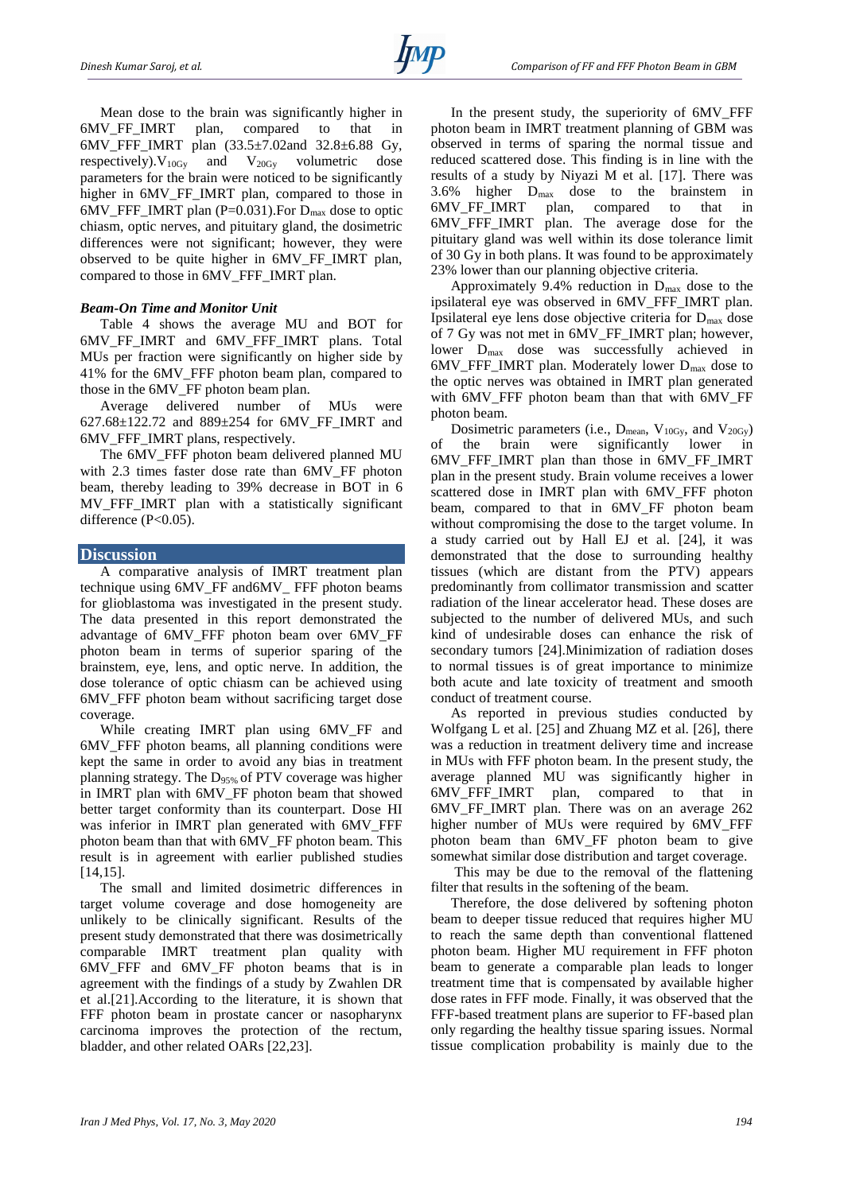Mean dose to the brain was significantly higher in 6MV_FF_IMRT plan, compared to that in 6MV_FFF_IMRT plan (33.5±7.02and 32.8±6.88 Gy, respectively).$V_{10Gy}$ and $V_{20Gy}$ volumetric dose parameters for the brain were noticed to be significantly higher in 6MV_FF_IMRT plan, compared to those in 6MV_FFF_IMRT plan (P=0.031).For $D_{max}$ dose to optic chiasm, optic nerves, and pituitary gland, the dosimetric differences were not significant; however, they were observed to be quite higher in 6MV_FF_IMRT plan, compared to those in 6MV_FFF_IMRT plan.

### *Beam-On Time and Monitor Unit*

Table 4 shows the average MU and BOT for 6MV_FF_IMRT and 6MV_FFF_IMRT plans. Total MUs per fraction were significantly on higher side by 41% for the 6MV_FFF photon beam plan, compared to those in the 6MV_FF photon beam plan.

Average delivered number of MUs were 627.68±122.72 and 889±254 for 6MV_FF_IMRT and 6MV_FFF_IMRT plans, respectively.

The 6MV_FFF photon beam delivered planned MU with 2.3 times faster dose rate than 6MV_FF photon beam, thereby leading to 39% decrease in BOT in 6 MV_FFF_IMRT plan with a statistically significant difference (P<0.05).

## Discussion

A comparative analysis of IMRT treatment plan technique using 6MV_FF and6MV_ FFF photon beams for glioblastoma was investigated in the present study. The data presented in this report demonstrated the advantage of 6MV_FFF photon beam over 6MV_FF photon beam in terms of superior sparing of the brainstem, eye, lens, and optic nerve. In addition, the dose tolerance of optic chiasm can be achieved using 6MV_FFF photon beam without sacrificing target dose coverage.

While creating IMRT plan using 6MV_FF and 6MV_FFF photon beams, all planning conditions were kept the same in order to avoid any bias in treatment planning strategy. The $D_{95\%}$ of PTV coverage was higher in IMRT plan with 6MV_FF photon beam that showed better target conformity than its counterpart. Dose HI was inferior in IMRT plan generated with 6MV_FFF photon beam than that with 6MV_FF photon beam. This result is in agreement with earlier published studies [14,15].

The small and limited dosimetric differences in target volume coverage and dose homogeneity are unlikely to be clinically significant. Results of the present study demonstrated that there was dosimetrically comparable IMRT treatment plan quality with 6MV_FFF and 6MV_FF photon beams that is in agreement with the findings of a study by Zwahlen DR et al.[21].According to the literature, it is shown that FFF photon beam in prostate cancer or nasopharynx carcinoma improves the protection of the rectum, bladder, and other related OARs [22,23].

In the present study, the superiority of 6MV_FFF photon beam in IMRT treatment planning of GBM was observed in terms of sparing the normal tissue and reduced scattered dose. This finding is in line with the results of a study by Niyazi M et al. [17]. There was 3.6% higher $D_{max}$ dose to the brainstem in 6MV_FF_IMRT plan, compared to that in 6MV_FFF_IMRT plan. The average dose for the pituitary gland was well within its dose tolerance limit of 30 Gy in both plans. It was found to be approximately 23% lower than our planning objective criteria.

Approximately 9.4% reduction in $D_{max}$ dose to the ipsilateral eye was observed in 6MV_FFF_IMRT plan. Ipsilateral eye lens dose objective criteria for $D_{max}$ dose of 7 Gy was not met in 6MV_FF_IMRT plan; however, lower $D_{max}$ dose was successfully achieved in 6MV_FFF_IMRT plan. Moderately lower $D_{max}$ dose to the optic nerves was obtained in IMRT plan generated with 6MV_FFF photon beam than that with 6MV_FF photon beam.

Dosimetric parameters (i.e., $D_{mean}$, $V_{10Gy}$, and $V_{20Gy}$) of the brain were significantly lower in 6MV_FFF_IMRT plan than those in 6MV_FF_IMRT plan in the present study. Brain volume receives a lower scattered dose in IMRT plan with 6MV_FFF photon beam, compared to that in 6MV_FF photon beam without compromising the dose to the target volume. In a study carried out by Hall EJ et al. [24], it was demonstrated that the dose to surrounding healthy tissues (which are distant from the PTV) appears predominantly from collimator transmission and scatter radiation of the linear accelerator head. These doses are subjected to the number of delivered MUs, and such kind of undesirable doses can enhance the risk of secondary tumors [24].Minimization of radiation doses to normal tissues is of great importance to minimize both acute and late toxicity of treatment and smooth conduct of treatment course.

As reported in previous studies conducted by Wolfgang L et al. [25] and Zhuang MZ et al. [26], there was a reduction in treatment delivery time and increase in MUs with FFF photon beam. In the present study, the average planned MU was significantly higher in 6MV_FFF_IMRT plan, compared to that in 6MV_FF_IMRT plan. There was on an average 262 higher number of MUs were required by 6MV_FFF photon beam than 6MV_FF photon beam to give somewhat similar dose distribution and target coverage.

This may be due to the removal of the flattening filter that results in the softening of the beam.

Therefore, the dose delivered by softening photon beam to deeper tissue reduced that requires higher MU to reach the same depth than conventional flattened photon beam. Higher MU requirement in FFF photon beam to generate a comparable plan leads to longer treatment time that is compensated by available higher dose rates in FFF mode. Finally, it was observed that the FFF-based treatment plans are superior to FF-based plan only regarding the healthy tissue sparing issues. Normal tissue complication probability is mainly due to the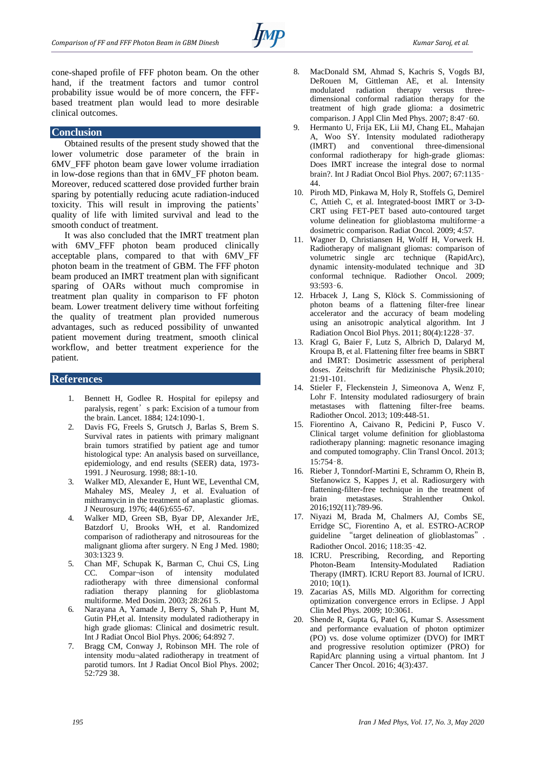cone-shaped profile of FFF photon beam. On the other hand, if the treatment factors and tumor control probability issue would be of more concern, the FFF-based treatment plan would lead to more desirable clinical outcomes.

## Conclusion

Obtained results of the present study showed that the lower volumetric dose parameter of the brain in 6MV_FFF photon beam gave lower volume irradiation in low-dose regions than that in 6MV_FF photon beam. Moreover, reduced scattered dose provided further brain sparing by potentially reducing acute radiation-induced toxicity. This will result in improving the patients' quality of life with limited survival and lead to the smooth conduct of treatment.

It was also concluded that the IMRT treatment plan with 6MV_FFF photon beam produced clinically acceptable plans, compared to that with 6MV_FF photon beam in the treatment of GBM. The FFF photon beam produced an IMRT treatment plan with significant sparing of OARs without much compromise in treatment plan quality in comparison to FF photon beam. Lower treatment delivery time without forfeiting the quality of treatment plan provided numerous advantages, such as reduced possibility of unwanted patient movement during treatment, smooth clinical workflow, and better treatment experience for the patient.

## References

1. Bennett H, Godlee R. Hospital for epilepsy and paralysis, regent's park: Excision of a tumour from the brain. Lancet. 1884; 124:1090-1.
2. Davis FG, Freels S, Grutsch J, Barlas S, Brem S. Survival rates in patients with primary malignant brain tumors stratified by patient age and tumor histological type: An analysis based on surveillance, epidemiology, and end results (SEER) data, 1973-1991. J Neurosurg. 1998; 88:1-10.
3. Walker MD, Alexander E, Hunt WE, Leventhal CM, Mahaley MS, Mealey J, et al. Evaluation of mithramycin in the treatment of anaplastic gliomas. J Neurosurg. 1976; 44(6):655-67.
4. Walker MD, Green SB, Byar DP, Alexander JrE, Batzdorf U, Brooks WH, et al. Randomized comparison of radiotherapy and nitrosoureas for the malignant glioma after surgery. N Eng J Med. 1980; 303:1323 9.
5. Chan MF, Schupak K, Barman C, Chui CS, Ling CC. Compar¬ison of intensity modulated radiotherapy with three dimensional conformal radiation therapy planning for glioblastoma multiforme. Med Dosim. 2003; 28:261 5.
6. Narayana A, Yamade J, Berry S, Shah P, Hunt M, Gutin PH,et al. Intensity modulated radiotherapy in high grade gliomas: Clinical and dosimetric result. Int J Radiat Oncol Biol Phys. 2006; 64:892 7.
7. Bragg CM, Conway J, Robinson MH. The role of intensity modu¬alated radiotherapy in treatment of parotid tumors. Int J Radiat Oncol Biol Phys. 2002; 52:729 38.
8. MacDonald SM, Ahmad S, Kachris S, Vogds BJ, DeRouen M, Gittleman AE, et al. Intensity modulated radiation therapy versus three-dimensional conformal radiation therapy for the treatment of high grade glioma: a dosimetric comparison. J Appl Clin Med Phys. 2007; 8:47‑60.
9. Hermanto U, Frija EK, Lii MJ, Chang EL, Mahajan A, Woo SY. Intensity modulated radiotherapy (IMRT) and conventional three-dimensional conformal radiotherapy for high-grade gliomas: Does IMRT increase the integral dose to normal brain?. Int J Radiat Oncol Biol Phys. 2007; 67:1135‑44.
10. Piroth MD, Pinkawa M, Holy R, Stoffels G, Demirel C, Attieh C, et al. Integrated-boost IMRT or 3-D-CRT using FET-PET based auto-contoured target volume delineation for glioblastoma multiforme‑a dosimetric comparison. Radiat Oncol. 2009; 4:57.
11. Wagner D, Christiansen H, Wolff H, Vorwerk H. Radiotherapy of malignant gliomas: comparison of volumetric single arc technique (RapidArc), dynamic intensity-modulated technique and 3D conformal technique. Radiother Oncol. 2009; 93:593‑6.
12. Hrbacek J, Lang S, Klöck S. Commissioning of photon beams of a flattening filter-free linear accelerator and the accuracy of beam modeling using an anisotropic analytical algorithm. Int J Radiation Oncol Biol Phys. 2011; 80(4):1228‑37.
13. Kragl G, Baier F, Lutz S, Albrich D, Dalaryd M, Kroupa B, et al. Flattening filter free beams in SBRT and IMRT: Dosimetric assessment of peripheral doses. Zeitschrift für Medizinische Physik.2010; 21:91-101.
14. Stieler F, Fleckenstein J, Simeonova A, Wenz F, Lohr F. Intensity modulated radiosurgery of brain metastases with flattening filter-free beams. Radiother Oncol. 2013; 109:448-51.
15. Fiorentino A, Caivano R, Pedicini P, Fusco V. Clinical target volume definition for glioblastoma radiotherapy planning: magnetic resonance imaging and computed tomography. Clin Transl Oncol. 2013; 15:754‑8.
16. Rieber J, Tonndorf-Martini E, Schramm O, Rhein B, Stefanowicz S, Kappes J, et al. Radiosurgery with flattening-filter-free technique in the treatment of brain metastases. Strahlenther Onkol. 2016;192(11):789-96.
17. Niyazi M, Brada M, Chalmers AJ, Combs SE, Erridge SC, Fiorentino A, et al. ESTRO-ACROP guideline "target delineation of glioblastomas". Radiother Oncol. 2016; 118:35‑42.
18. ICRU. Prescribing, Recording, and Reporting Photon-Beam Intensity-Modulated Radiation Therapy (IMRT). ICRU Report 83. Journal of ICRU. 2010; 10(1).
19. Zacarias AS, Mills MD. Algorithm for correcting optimization convergence errors in Eclipse. J Appl Clin Med Phys. 2009; 10:3061.
20. Shende R, Gupta G, Patel G, Kumar S. Assessment and performance evaluation of photon optimizer (PO) vs. dose volume optimizer (DVO) for IMRT and progressive resolution optimizer (PRO) for RapidArc planning using a virtual phantom. Int J Cancer Ther Oncol. 2016; 4(3):437.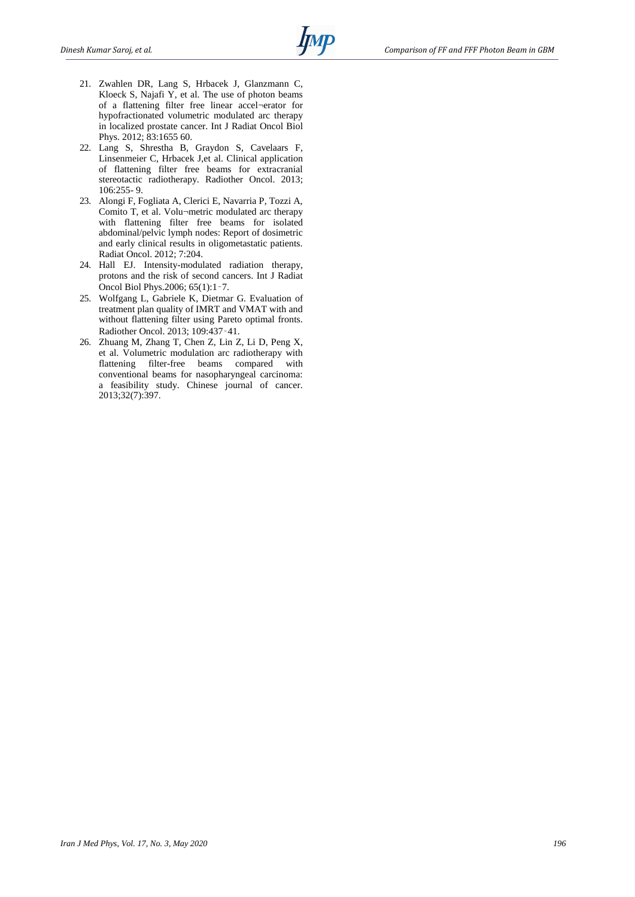21. Zwahlen DR, Lang S, Hrbacek J, Glanzmann C, Kloeck S, Najafi Y, et al. The use of photon beams of a flattening filter free linear accel¬erator for hypofractionated volumetric modulated arc therapy in localized prostate cancer. Int J Radiat Oncol Biol Phys. 2012; 83:1655 60.
22. Lang S, Shrestha B, Graydon S, Cavelaars F, Linsenmeier C, Hrbacek J,et al. Clinical application of flattening filter free beams for extracranial stereotactic radiotherapy. Radiother Oncol. 2013; 106:255- 9.
23. Alongi F, Fogliata A, Clerici E, Navarria P, Tozzi A, Comito T, et al. Volu¬metric modulated arc therapy with flattening filter free beams for isolated abdominal/pelvic lymph nodes: Report of dosimetric and early clinical results in oligometastatic patients. Radiat Oncol. 2012; 7:204.
24. Hall EJ. Intensity-modulated radiation therapy, protons and the risk of second cancers. Int J Radiat Oncol Biol Phys.2006; 65(1):1‑7.
25. Wolfgang L, Gabriele K, Dietmar G. Evaluation of treatment plan quality of IMRT and VMAT with and without flattening filter using Pareto optimal fronts. Radiother Oncol. 2013; 109:437‑41.
26. Zhuang M, Zhang T, Chen Z, Lin Z, Li D, Peng X, et al. Volumetric modulation arc radiotherapy with flattening filter-free beams compared with conventional beams for nasopharyngeal carcinoma: a feasibility study. Chinese journal of cancer. 2013;32(7):397.